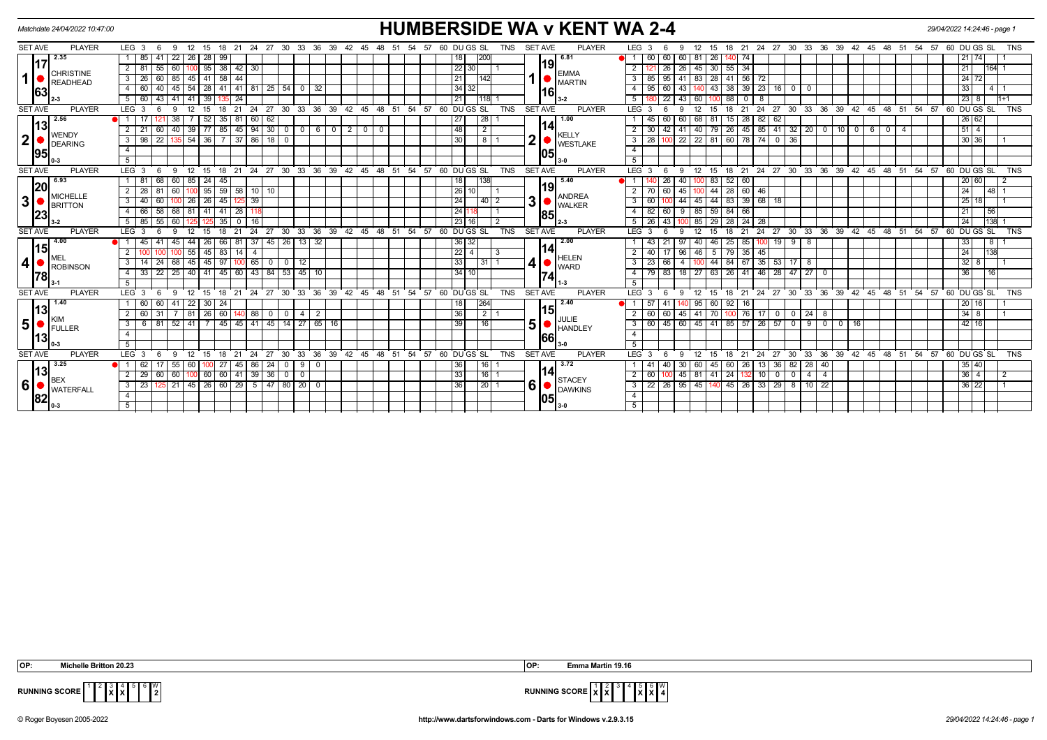Matchdate 24/04/2022 10:47:00

# HUMBERSIDE WA v KENT WA 2-4

29/04/2022 14:24:46 - page 1

## Set 1

| SET AVE | PLAYER | LEG | 3 | 6 | 9 | 12 | 15 | 18 | 21 | 24 | 27 | 30 | 33 | 36 | 39 | 42 | 45 | DU | GS | SL | TNS |
|---|---|---|---|---|---|---|---|---|---|---|---|---|---|---|---|---|---|---|---|---|---|
| 17.63 (2.35) | CHRISTINE READHEAD 2-3 | 1 | 85 | 41 | 22 | 26 | 28 | 99 | | | | | | | | | | 18 | | 200 | |
| | | 2 | 81 | 55 | 60 | 100 | 95 | 38 | 42 | 30 | | | | | | | | 22 | 30 | | 1 |
| | | 3 | 26 | 60 | 85 | 45 | 41 | 58 | 44 | | | | | | | | | 21 | | 142 | |
| | | 4 | 60 | 40 | 45 | 54 | 28 | 41 | 41 | 81 | 25 | 54 | 0 | 32 | | | | 34 | 32 | | |
| | | 5 | 60 | 43 | 41 | 41 | 39 | 135 | 24 | | | | | | | | | 21 | | 118 | 1 |

| SET AVE | PLAYER | LEG | 3 | 6 | 9 | 12 | 15 | 18 | 21 | 24 | 27 | 30 | 33 | 36 | 39 | 42 | 45 | DU | GS | SL | TNS |
|---|---|---|---|---|---|---|---|---|---|---|---|---|---|---|---|---|---|---|---|---|---|
| 19.16 (6.81) | EMMA MARTIN 3-2 | 1 | 60 | 60 | 60 | 81 | 26 | 140 | 74 | | | | | | | | | 21 | 74 | | 1 |
| | | 2 | 121 | 26 | 26 | 45 | 30 | 55 | 34 | | | | | | | | | 21 | | 164 | 1 |
| | | 3 | 85 | 95 | 41 | 83 | 28 | 41 | 56 | 72 | | | | | | | | 24 | 72 | | |
| | | 4 | 95 | 60 | 43 | 140 | 43 | 38 | 39 | 23 | 16 | 0 | 0 | | | | | 33 | | 4 | 1 |
| | | 5 | 180 | 22 | 43 | 60 | 100 | 88 | 0 | 8 | | | | | | | | 23 | 8 | | 1+1 |

## Set 2

| SET AVE | PLAYER | LEG | 3 | 6 | 9 | 12 | 15 | 18 | 21 | 24 | 27 | 30 | 33 | 36 | 39 | 42 | 45 | 48 | DU | GS | SL | TNS |
|---|---|---|---|---|---|---|---|---|---|---|---|---|---|---|---|---|---|---|---|---|---|---|
| 13.95 (2.56) | WENDY DEARING 0-3 | 1 | 17 | 121 | 38 | 7 | 52 | 35 | 81 | 60 | 62 | | | | | | | | 27 | | 28 | 1 |
| | | 2 | 21 | 60 | 40 | 39 | 77 | 85 | 45 | 94 | 30 | 0 | 0 | 6 | 0 | 2 | 0 | 0 | 48 | | 2 | |
| | | 3 | 98 | 22 | 135 | 54 | 36 | 7 | 37 | 86 | 18 | 0 | | | | | | | 30 | | 8 | 1 |

| SET AVE | PLAYER | LEG | 3 | 6 | 9 | 12 | 15 | 18 | 21 | 24 | 27 | 30 | 33 | 36 | 39 | 42 | 45 | 48 | 51 | DU | GS | SL | TNS |
|---|---|---|---|---|---|---|---|---|---|---|---|---|---|---|---|---|---|---|---|---|---|---|---|
| 14.05 (1.00) | KELLY WESTLAKE 3-0 | 1 | 45 | 60 | 60 | 68 | 81 | 15 | 28 | 82 | 62 | | | | | | | | | 26 | 62 | | |
| | | 2 | 30 | 42 | 41 | 40 | 79 | 26 | 45 | 85 | 41 | 32 | 20 | 0 | 10 | 0 | 6 | 0 | 4 | 51 | 4 | | |
| | | 3 | 28 | 100 | 22 | 22 | 81 | 60 | 78 | 74 | 0 | 36 | | | | | | | | 30 | 36 | | 1 |

## Set 3

| SET AVE | PLAYER | LEG | 3 | 6 | 9 | 12 | 15 | 18 | 21 | 24 | 27 | DU | GS | SL | TNS |
|---|---|---|---|---|---|---|---|---|---|---|---|---|---|---|---|
| 20.23 (6.93) | MICHELLE BRITTON 3-2 | 1 | 81 | 68 | 60 | 85 | 24 | 45 | | | | 18 | | 138 | |
| | | 2 | 28 | 81 | 60 | 100 | 95 | 59 | 58 | 10 | 10 | 26 | 10 | | 1 |
| | | 3 | 40 | 60 | 100 | 26 | 26 | 45 | 125 | 39 | | 24 | | 40 | 2 |
| | | 4 | 66 | 58 | 68 | 81 | 41 | 41 | 28 | 118 | | 24 | 118 | | 1 |
| | | 5 | 85 | 55 | 60 | 125 | 125 | 35 | 0 | 16 | | 23 | 16 | | 2 |

| SET AVE | PLAYER | LEG | 3 | 6 | 9 | 12 | 15 | 18 | 21 | 24 | 27 | DU | GS | SL | TNS |
|---|---|---|---|---|---|---|---|---|---|---|---|---|---|---|---|
| 19.85 (5.40) | ANDREA WALKER 2-3 | 1 | 140 | 26 | 40 | 100 | 83 | 52 | 60 | | | 20 | 60 | | 2 |
| | | 2 | 70 | 60 | 45 | 100 | 44 | 28 | 60 | 46 | | 24 | | 48 | 1 |
| | | 3 | 60 | 100 | 44 | 45 | 44 | 83 | 39 | 68 | 18 | 25 | 18 | | 1 |
| | | 4 | 82 | 60 | 9 | 85 | 59 | 84 | 66 | | | 21 | | 56 | |
| | | 5 | 26 | 43 | 100 | 85 | 29 | 28 | 24 | 28 | | 24 | | 138 | 1 |

## Set 4

| SET AVE | PLAYER | LEG | 3 | 6 | 9 | 12 | 15 | 18 | 21 | 24 | 27 | 30 | 33 | 36 | DU | GS | SL | TNS |
|---|---|---|---|---|---|---|---|---|---|---|---|---|---|---|---|---|---|---|
| 15.78 (4.00) | MEL ROBINSON 3-1 | 1 | 45 | 41 | 45 | 44 | 26 | 66 | 81 | 37 | 45 | 26 | 13 | 32 | 36 | 32 | | |
| | | 2 | 100 | 100 | 100 | 55 | 45 | 83 | 14 | 4 | | | | | 22 | 4 | | 3 |
| | | 3 | 14 | 24 | 68 | 45 | 45 | 97 | 100 | 65 | 0 | 0 | 12 | | 33 | | 31 | 1 |
| | | 4 | 33 | 22 | 25 | 40 | 41 | 45 | 60 | 43 | 84 | 53 | 45 | 10 | 34 | 10 | | |

| SET AVE | PLAYER | LEG | 3 | 6 | 9 | 12 | 15 | 18 | 21 | 24 | 27 | 30 | 33 | 36 | DU | GS | SL | TNS |
|---|---|---|---|---|---|---|---|---|---|---|---|---|---|---|---|---|---|---|
| 14.74 (2.00) | HELEN WARD 1-3 | 1 | 43 | 21 | 97 | 40 | 46 | 25 | 85 | 100 | 19 | 9 | 8 | | 33 | | 8 | 1 |
| | | 2 | 40 | 17 | 96 | 46 | 5 | 79 | 35 | 45 | | | | | 24 | | 138 | |
| | | 3 | 23 | 66 | 4 | 100 | 44 | 84 | 67 | 35 | 53 | 17 | 8 | | 32 | 8 | | 1 |
| | | 4 | 79 | 83 | 18 | 27 | 63 | 26 | 41 | 46 | 28 | 47 | 27 | 0 | 36 | | 16 | |

## Set 5

| SET AVE | PLAYER | LEG | 3 | 6 | 9 | 12 | 15 | 18 | 21 | 24 | 27 | 30 | 33 | 36 | 39 | DU | GS | SL | TNS |
|---|---|---|---|---|---|---|---|---|---|---|---|---|---|---|---|---|---|---|---|
| 13.13 (1.40) | KIM FULLER 0-3 | 1 | 60 | 60 | 41 | 22 | 30 | 24 | | | | | | | | 18 | | 264 | |
| | | 2 | 60 | 31 | 7 | 81 | 26 | 60 | 140 | 88 | 0 | 0 | 4 | 2 | | 36 | | 2 | 1 |
| | | 3 | 6 | 81 | 52 | 41 | 7 | 45 | 45 | 41 | 45 | 14 | 27 | 65 | 16 | 39 | | 16 | |

| SET AVE | PLAYER | LEG | 3 | 6 | 9 | 12 | 15 | 18 | 21 | 24 | 27 | 30 | 33 | 36 | 39 | 42 | DU | GS | SL | TNS |
|---|---|---|---|---|---|---|---|---|---|---|---|---|---|---|---|---|---|---|---|---|
| 15.66 (2.40) | JULIE HANDLEY 3-0 | 1 | 57 | 41 | 140 | 95 | 60 | 92 | 16 | | | | | | | | 20 | 16 | | 1 |
| | | 2 | 60 | 60 | 45 | 41 | 70 | 100 | 76 | 17 | 0 | 0 | 24 | 8 | | | 34 | 8 | | 1 |
| | | 3 | 60 | 45 | 60 | 45 | 41 | 85 | 57 | 26 | 57 | 0 | 9 | 0 | 0 | 16 | 42 | 16 | | |

## Set 6

| SET AVE | PLAYER | LEG | 3 | 6 | 9 | 12 | 15 | 18 | 21 | 24 | 27 | 30 | 33 | 36 | DU | GS | SL | TNS |
|---|---|---|---|---|---|---|---|---|---|---|---|---|---|---|---|---|---|---|
| 13.82 (3.25) | BEX WATERFALL 0-3 | 1 | 62 | 17 | 55 | 60 | 100 | 27 | 45 | 86 | 24 | 0 | 9 | 0 | 36 | | 16 | 1 |
| | | 2 | 29 | 60 | 60 | 100 | 60 | 60 | 41 | 39 | 36 | 0 | 0 | | 33 | | 16 | 1 |
| | | 3 | 23 | 125 | 21 | 45 | 26 | 60 | 29 | 5 | 47 | 80 | 20 | 0 | 36 | | 20 | 1 |

| SET AVE | PLAYER | LEG | 3 | 6 | 9 | 12 | 15 | 18 | 21 | 24 | 27 | 30 | 33 | 36 | DU | GS | SL | TNS |
|---|---|---|---|---|---|---|---|---|---|---|---|---|---|---|---|---|---|---|
| 14.05 (3.72) | STACEY DAWKINS 3-0 | 1 | 41 | 40 | 30 | 60 | 45 | 60 | 26 | 13 | 36 | 82 | 28 | 40 | 35 | 40 | | |
| | | 2 | 60 | 100 | 45 | 81 | 41 | 24 | 132 | 10 | 0 | 0 | 4 | 4 | 36 | 4 | | 2 |
| | | 3 | 22 | 26 | 95 | 45 | 140 | 45 | 26 | 33 | 29 | 8 | 10 | 22 | 36 | 22 | | 1 |

**OP:** Michelle Britton 20.23

**OP:** Emma Martin 19.16

**RUNNING SCORE** (Humberside): Sets 3, 4 won — W: 2

**RUNNING SCORE** (Kent): Sets 1, 2, 5, 6 won — W: 4

© Roger Boyesen 2005-2022 — http://www.dartsforwindows.com - Darts for Windows v.2.9.3.15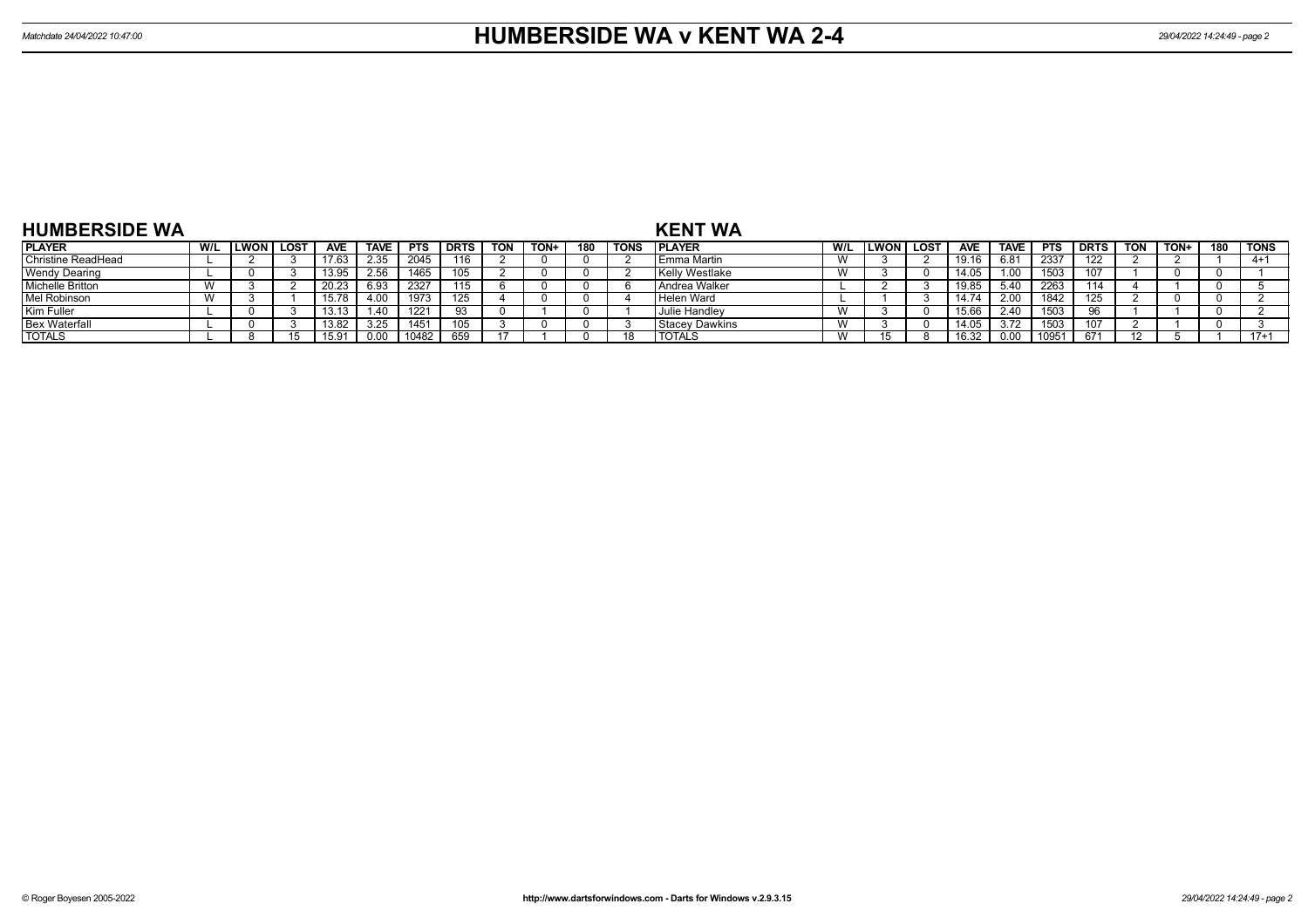# HUMBERSIDE WA v KENT WA 2-4

## HUMBERSIDE WA

| PLAYER | W/L | LWON | LOST | AVE | TAVE | PTS | DRTS | TON | TON+ | 180 | TONS |
|---|---|---|---|---|---|---|---|---|---|---|---|
| Christine ReadHead | L | 2 | 3 | 17.63 | 2.35 | 2045 | 116 | 2 | 0 | 0 | 2 |
| Wendy Dearing | L | 0 | 3 | 13.95 | 2.56 | 1465 | 105 | 2 | 0 | 0 | 2 |
| Michelle Britton | W | 3 | 2 | 20.23 | 6.93 | 2327 | 115 | 6 | 0 | 0 | 6 |
| Mel Robinson | W | 3 | 1 | 15.78 | 4.00 | 1973 | 125 | 4 | 0 | 0 | 4 |
| Kim Fuller | L | 0 | 3 | 13.13 | 1.40 | 1221 | 93 | 0 | 1 | 0 | 1 |
| Bex Waterfall | L | 0 | 3 | 13.82 | 3.25 | 1451 | 105 | 3 | 0 | 0 | 3 |
| TOTALS | L | 8 | 15 | 15.91 | 0.00 | 10482 | 659 | 17 | 1 | 0 | 18 |

## KENT WA

| PLAYER | W/L | LWON | LOST | AVE | TAVE | PTS | DRTS | TON | TON+ | 180 | TONS |
|---|---|---|---|---|---|---|---|---|---|---|---|
| Emma Martin | W | 3 | 2 | 19.16 | 6.81 | 2337 | 122 | 2 | 2 | 1 | 4+1 |
| Kelly Westlake | W | 3 | 0 | 14.05 | 1.00 | 1503 | 107 | 1 | 0 | 0 | 1 |
| Andrea Walker | L | 2 | 3 | 19.85 | 5.40 | 2263 | 114 | 4 | 1 | 0 | 5 |
| Helen Ward | L | 1 | 3 | 14.74 | 2.00 | 1842 | 125 | 2 | 0 | 0 | 2 |
| Julie Handley | W | 3 | 0 | 15.66 | 2.40 | 1503 | 96 | 1 | 1 | 0 | 2 |
| Stacey Dawkins | W | 3 | 0 | 14.05 | 3.72 | 1503 | 107 | 2 | 1 | 0 | 3 |
| TOTALS | W | 15 | 8 | 16.32 | 0.00 | 10951 | 671 | 12 | 5 | 1 | 17+1 |